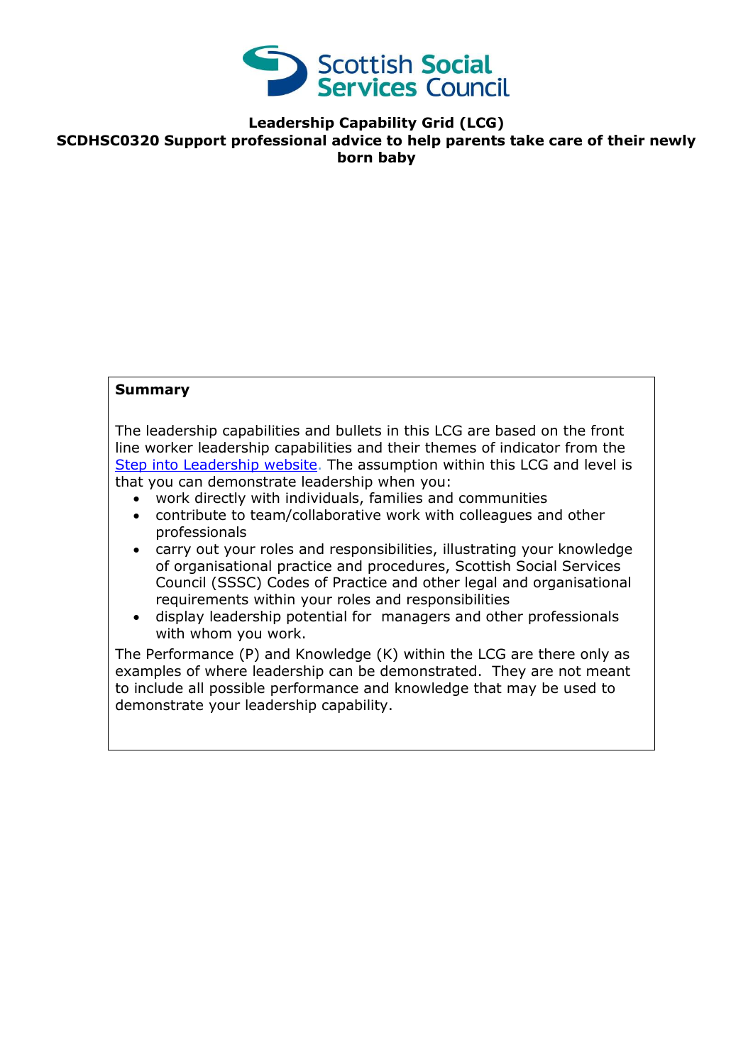**Leadership Capability Grid (LCG)**
**SCDHSC0320 Support professional advice to help parents take care of their newly born baby**

**Summary**

The leadership capabilities and bullets in this LCG are based on the front line worker leadership capabilities and their themes of indicator from the Step into Leadership website. The assumption within this LCG and level is that you can demonstrate leadership when you:

- work directly with individuals, families and communities
- contribute to team/collaborative work with colleagues and other professionals
- carry out your roles and responsibilities, illustrating your knowledge of organisational practice and procedures, Scottish Social Services Council (SSSC) Codes of Practice and other legal and organisational requirements within your roles and responsibilities
- display leadership potential for managers and other professionals with whom you work.

The Performance (P) and Knowledge (K) within the LCG are there only as examples of where leadership can be demonstrated. They are not meant to include all possible performance and knowledge that may be used to demonstrate your leadership capability.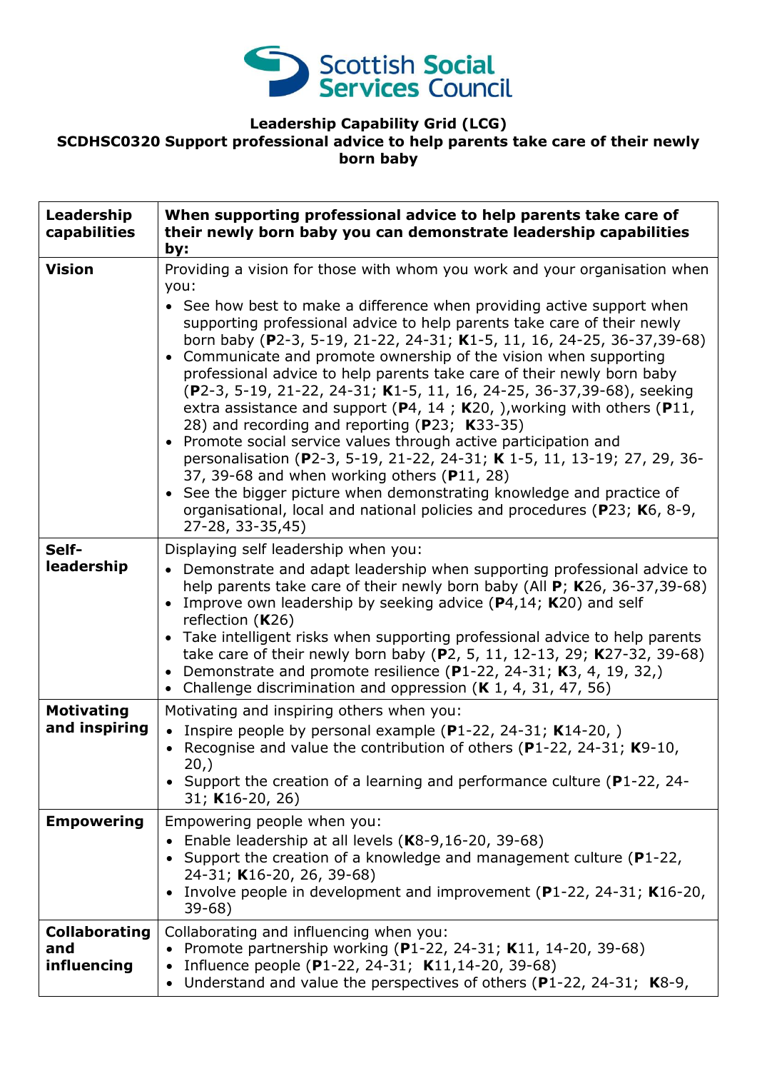**Leadership Capability Grid (LCG)**
**SCDHSC0320 Support professional advice to help parents take care of their newly born baby**

| **Leadership capabilities** | **When supporting professional advice to help parents take care of their newly born baby you can demonstrate leadership capabilities by:** |
|---|---|
| **Vision** | Providing a vision for those with whom you work and your organisation when you:<br>• See how best to make a difference when providing active support when supporting professional advice to help parents take care of their newly born baby (**P**2-3, 5-19, 21-22, 24-31; **K**1-5, 11, 16, 24-25, 36-37,39-68)<br>• Communicate and promote ownership of the vision when supporting professional advice to help parents take care of their newly born baby (**P**2-3, 5-19, 21-22, 24-31; **K**1-5, 11, 16, 24-25, 36-37,39-68), seeking extra assistance and support (**P**4, 14 ; **K**20, ),working with others (**P**11, 28) and recording and reporting (**P**23; **K**33-35)<br>• Promote social service values through active participation and personalisation (**P**2-3, 5-19, 21-22, 24-31; **K** 1-5, 11, 13-19; 27, 29, 36-37, 39-68 and when working others (**P**11, 28)<br>• See the bigger picture when demonstrating knowledge and practice of organisational, local and national policies and procedures (**P**23; **K**6, 8-9, 27-28, 33-35,45) |
| **Self-leadership** | Displaying self leadership when you:<br>• Demonstrate and adapt leadership when supporting professional advice to help parents take care of their newly born baby (All **P**; **K**26, 36-37,39-68)<br>• Improve own leadership by seeking advice (**P**4,14; **K**20) and self reflection (**K**26)<br>• Take intelligent risks when supporting professional advice to help parents take care of their newly born baby (**P**2, 5, 11, 12-13, 29; **K**27-32, 39-68)<br>• Demonstrate and promote resilience (**P**1-22, 24-31; **K**3, 4, 19, 32,)<br>• Challenge discrimination and oppression (**K** 1, 4, 31, 47, 56) |
| **Motivating and inspiring** | Motivating and inspiring others when you:<br>• Inspire people by personal example (**P**1-22, 24-31; **K**14-20, )<br>• Recognise and value the contribution of others (**P**1-22, 24-31; **K**9-10, 20,)<br>• Support the creation of a learning and performance culture (**P**1-22, 24-31; **K**16-20, 26) |
| **Empowering** | Empowering people when you:<br>• Enable leadership at all levels (**K**8-9,16-20, 39-68)<br>• Support the creation of a knowledge and management culture (**P**1-22, 24-31; **K**16-20, 26, 39-68)<br>• Involve people in development and improvement (**P**1-22, 24-31; **K**16-20, 39-68) |
| **Collaborating and influencing** | Collaborating and influencing when you:<br>• Promote partnership working (**P**1-22, 24-31; **K**11, 14-20, 39-68)<br>• Influence people (**P**1-22, 24-31; **K**11,14-20, 39-68)<br>• Understand and value the perspectives of others (**P**1-22, 24-31; **K**8-9, |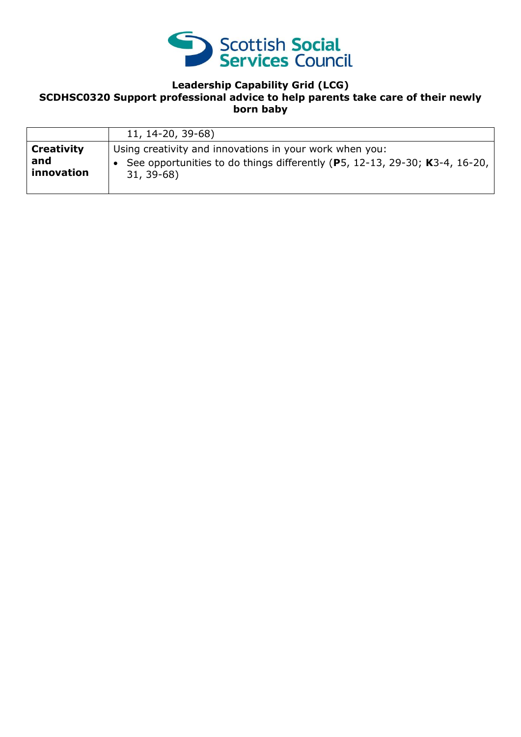**Leadership Capability Grid (LCG)**
**SCDHSC0320 Support professional advice to help parents take care of their newly born baby**

| | |
|---|---|
| | 11, 14-20, 39-68) |
| **Creativity and innovation** | Using creativity and innovations in your work when you:<br>• See opportunities to do things differently (**P**5, 12-13, 29-30; **K**3-4, 16-20, 31, 39-68) |